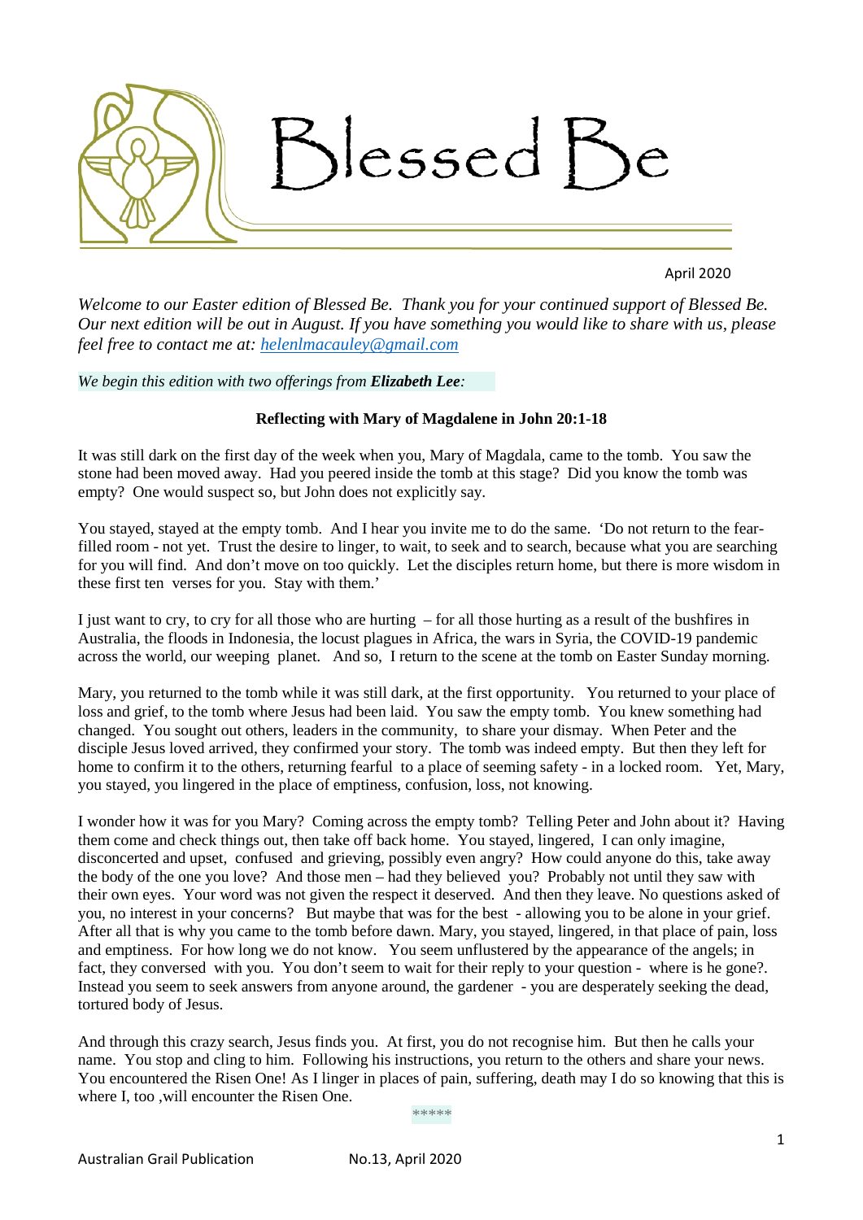# Blessed Be

April 2020

*Welcome to our Easter edition of Blessed Be. Thank you for your continued support of Blessed Be. Our next edition will be out in August. If you have something you would like to share with us, please feel free to contact me at: [helenlmacauley@gmail.com](mailto:helenlmacauley@gmail.com)*

*We begin this edition with two offerings from **Elizabeth Lee**:*

### Reflecting with Mary of Magdalene in John 20:1-18

It was still dark on the first day of the week when you, Mary of Magdala, came to the tomb. You saw the stone had been moved away. Had you peered inside the tomb at this stage? Did you know the tomb was empty? One would suspect so, but John does not explicitly say.

You stayed, stayed at the empty tomb. And I hear you invite me to do the same. 'Do not return to the fear-filled room - not yet. Trust the desire to linger, to wait, to seek and to search, because what you are searching for you will find. And don't move on too quickly. Let the disciples return home, but there is more wisdom in these first ten verses for you. Stay with them.'

I just want to cry, to cry for all those who are hurting – for all those hurting as a result of the bushfires in Australia, the floods in Indonesia, the locust plagues in Africa, the wars in Syria, the COVID-19 pandemic across the world, our weeping planet. And so, I return to the scene at the tomb on Easter Sunday morning.

Mary, you returned to the tomb while it was still dark, at the first opportunity. You returned to your place of loss and grief, to the tomb where Jesus had been laid. You saw the empty tomb. You knew something had changed. You sought out others, leaders in the community, to share your dismay. When Peter and the disciple Jesus loved arrived, they confirmed your story. The tomb was indeed empty. But then they left for home to confirm it to the others, returning fearful to a place of seeming safety - in a locked room. Yet, Mary, you stayed, you lingered in the place of emptiness, confusion, loss, not knowing.

I wonder how it was for you Mary? Coming across the empty tomb? Telling Peter and John about it? Having them come and check things out, then take off back home. You stayed, lingered, I can only imagine, disconcerted and upset, confused and grieving, possibly even angry? How could anyone do this, take away the body of the one you love? And those men – had they believed you? Probably not until they saw with their own eyes. Your word was not given the respect it deserved. And then they leave. No questions asked of you, no interest in your concerns? But maybe that was for the best - allowing you to be alone in your grief. After all that is why you came to the tomb before dawn. Mary, you stayed, lingered, in that place of pain, loss and emptiness. For how long we do not know. You seem unflustered by the appearance of the angels; in fact, they conversed with you. You don't seem to wait for their reply to your question - where is he gone?. Instead you seem to seek answers from anyone around, the gardener - you are desperately seeking the dead, tortured body of Jesus.

And through this crazy search, Jesus finds you. At first, you do not recognise him. But then he calls your name. You stop and cling to him. Following his instructions, you return to the others and share your news. You encountered the Risen One! As I linger in places of pain, suffering, death may I do so knowing that this is where I, too ,will encounter the Risen One.

*****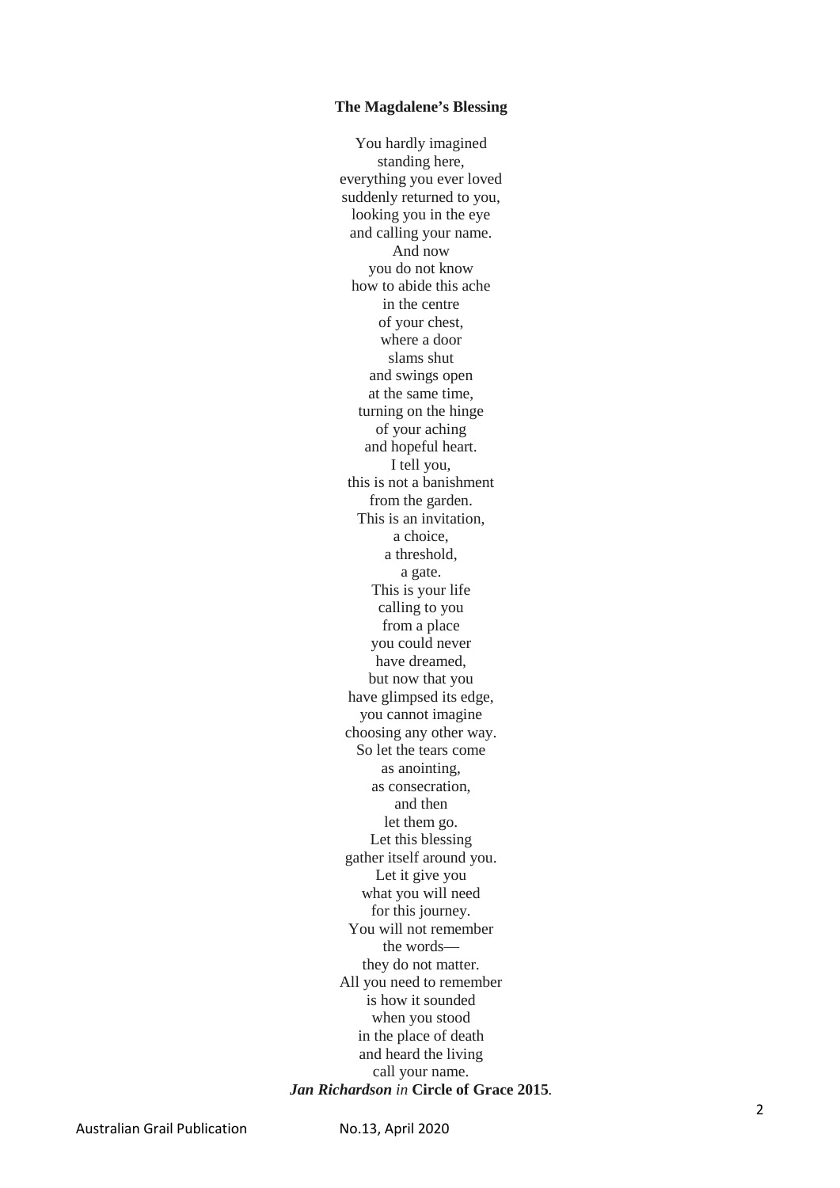**The Magdalene's Blessing**

You hardly imagined  
standing here,  
everything you ever loved  
suddenly returned to you,  
looking you in the eye  
and calling your name.  
And now  
you do not know  
how to abide this ache  
in the centre  
of your chest,  
where a door  
slams shut  
and swings open  
at the same time,  
turning on the hinge  
of your aching  
and hopeful heart.  
I tell you,  
this is not a banishment  
from the garden.  
This is an invitation,  
a choice,  
a threshold,  
a gate.  
This is your life  
calling to you  
from a place  
you could never  
have dreamed,  
but now that you  
have glimpsed its edge,  
you cannot imagine  
choosing any other way.  
So let the tears come  
as anointing,  
as consecration,  
and then  
let them go.  
Let this blessing  
gather itself around you.  
Let it give you  
what you will need  
for this journey.  
You will not remember  
the words—  
they do not matter.  
All you need to remember  
is how it sounded  
when you stood  
in the place of death  
and heard the living  
call your name.

***Jan Richardson*** *in* **Circle of Grace 2015**.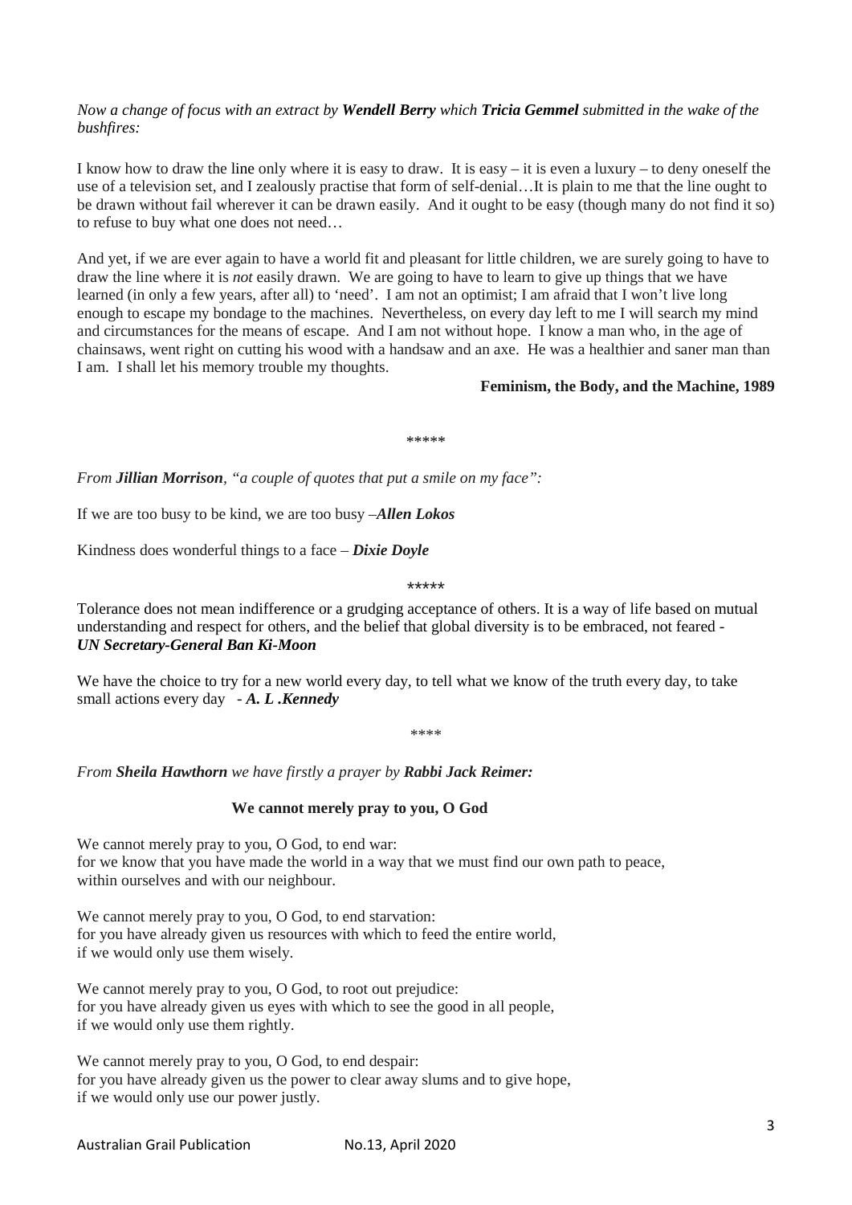*Now a change of focus with an extract by **Wendell Berry** which **Tricia Gemmel** submitted in the wake of the bushfires:*

I know how to draw the line only where it is easy to draw. It is easy – it is even a luxury – to deny oneself the use of a television set, and I zealously practise that form of self-denial…It is plain to me that the line ought to be drawn without fail wherever it can be drawn easily. And it ought to be easy (though many do not find it so) to refuse to buy what one does not need…

And yet, if we are ever again to have a world fit and pleasant for little children, we are surely going to have to draw the line where it is *not* easily drawn. We are going to have to learn to give up things that we have learned (in only a few years, after all) to 'need'. I am not an optimist; I am afraid that I won't live long enough to escape my bondage to the machines. Nevertheless, on every day left to me I will search my mind and circumstances for the means of escape. And I am not without hope. I know a man who, in the age of chainsaws, went right on cutting his wood with a handsaw and an axe. He was a healthier and saner man than I am. I shall let his memory trouble my thoughts.

**Feminism, the Body, and the Machine, 1989**

\*\*\*\*\*

*From **Jillian Morrison**, "a couple of quotes that put a smile on my face":*

If we are too busy to be kind, we are too busy –***Allen Lokos***

Kindness does wonderful things to a face – ***Dixie Doyle***

\*\*\*\*\*

Tolerance does not mean indifference or a grudging acceptance of others. It is a way of life based on mutual understanding and respect for others, and the belief that global diversity is to be embraced, not feared - ***UN Secretary-General Ban Ki-Moon***

We have the choice to try for a new world every day, to tell what we know of the truth every day, to take small actions every day - ***A. L .Kennedy***

\*\*\*\*

*From **Sheila Hawthorn** we have firstly a prayer by **Rabbi Jack Reimer:***

**We cannot merely pray to you, O God**

We cannot merely pray to you, O God, to end war:
for we know that you have made the world in a way that we must find our own path to peace,
within ourselves and with our neighbour.

We cannot merely pray to you, O God, to end starvation:
for you have already given us resources with which to feed the entire world,
if we would only use them wisely.

We cannot merely pray to you, O God, to root out prejudice:
for you have already given us eyes with which to see the good in all people,
if we would only use them rightly.

We cannot merely pray to you, O God, to end despair:
for you have already given us the power to clear away slums and to give hope,
if we would only use our power justly.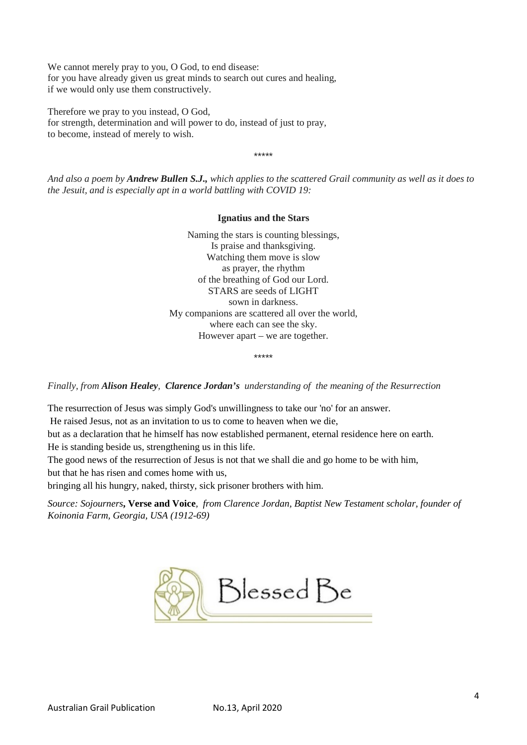We cannot merely pray to you, O God, to end disease:
for you have already given us great minds to search out cures and healing,
if we would only use them constructively.

Therefore we pray to you instead, O God,
for strength, determination and will power to do, instead of just to pray,
to become, instead of merely to wish.

*****

*And also a poem by **Andrew Bullen S.J.,** which applies to the scattered Grail community as well as it does to the Jesuit, and is especially apt in a world battling with COVID 19:*

**Ignatius and the Stars**

Naming the stars is counting blessings,
Is praise and thanksgiving.
Watching them move is slow
as prayer, the rhythm
of the breathing of God our Lord.
STARS are seeds of LIGHT
sown in darkness.
My companions are scattered all over the world,
where each can see the sky.
However apart – we are together.

*****

*Finally, from **Alison Healey**, **Clarence Jordan's** understanding of the meaning of the Resurrection*

The resurrection of Jesus was simply God's unwillingness to take our 'no' for an answer.
He raised Jesus, not as an invitation to us to come to heaven when we die,
but as a declaration that he himself has now established permanent, eternal residence here on earth.
He is standing beside us, strengthening us in this life.
The good news of the resurrection of Jesus is not that we shall die and go home to be with him,
but that he has risen and comes home with us,
bringing all his hungry, naked, thirsty, sick prisoner brothers with him.

*Source: Sojourners*, **Verse and Voice**, *from Clarence Jordan, Baptist New Testament scholar, founder of Koinonia Farm, Georgia, USA (1912-69)*

Blessed Be